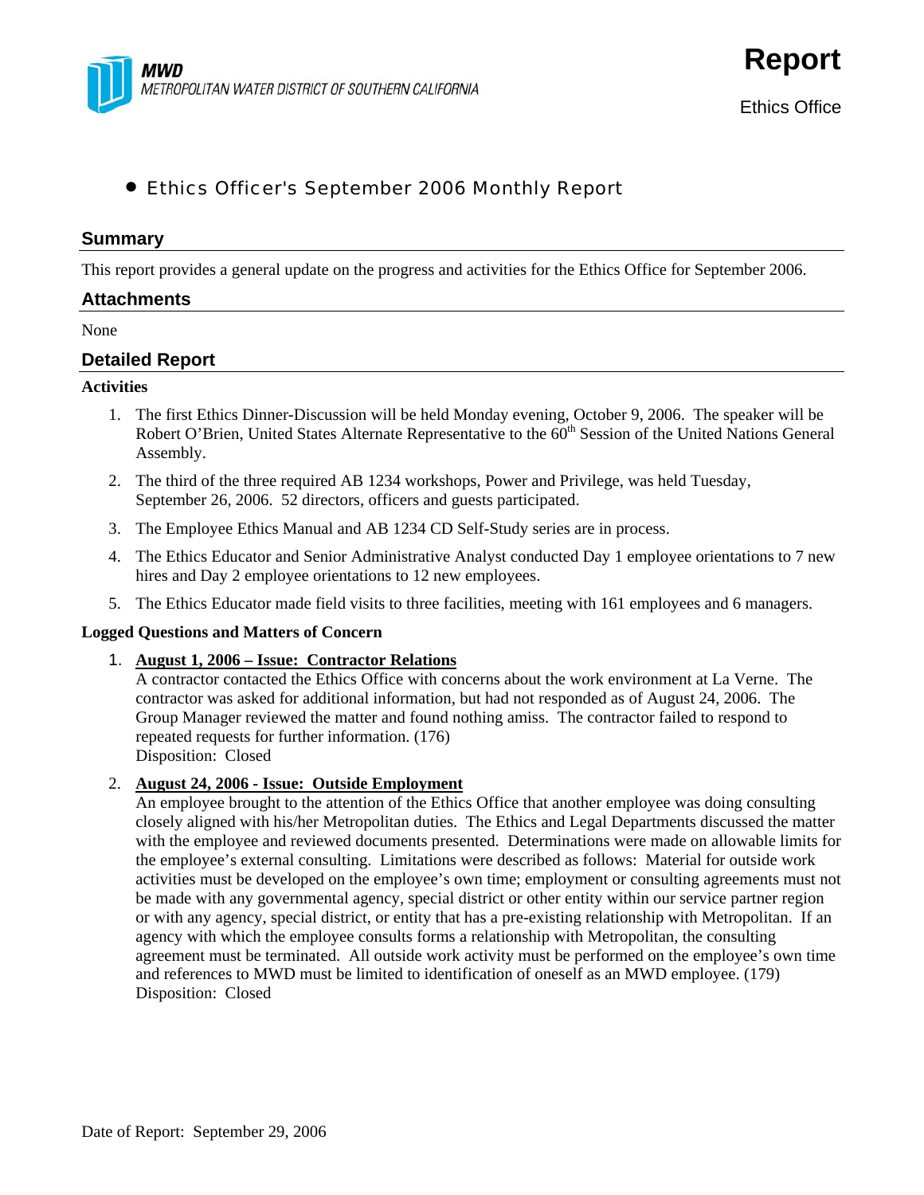**MWD**
*METROPOLITAN WATER DISTRICT OF SOUTHERN CALIFORNIA*

# Report

Ethics Office

- Ethics Officer's September 2006 Monthly Report

## Summary

This report provides a general update on the progress and activities for the Ethics Office for September 2006.

## Attachments

None

## Detailed Report

**Activities**

1. The first Ethics Dinner-Discussion will be held Monday evening, October 9, 2006. The speaker will be Robert O'Brien, United States Alternate Representative to the 60th Session of the United Nations General Assembly.
2. The third of the three required AB 1234 workshops, Power and Privilege, was held Tuesday, September 26, 2006. 52 directors, officers and guests participated.
3. The Employee Ethics Manual and AB 1234 CD Self-Study series are in process.
4. The Ethics Educator and Senior Administrative Analyst conducted Day 1 employee orientations to 7 new hires and Day 2 employee orientations to 12 new employees.
5. The Ethics Educator made field visits to three facilities, meeting with 161 employees and 6 managers.

**Logged Questions and Matters of Concern**

1. **August 1, 2006 – Issue: Contractor Relations**
   A contractor contacted the Ethics Office with concerns about the work environment at La Verne. The contractor was asked for additional information, but had not responded as of August 24, 2006. The Group Manager reviewed the matter and found nothing amiss. The contractor failed to respond to repeated requests for further information. (176)
   Disposition: Closed

2. **August 24, 2006 - Issue: Outside Employment**
   An employee brought to the attention of the Ethics Office that another employee was doing consulting closely aligned with his/her Metropolitan duties. The Ethics and Legal Departments discussed the matter with the employee and reviewed documents presented. Determinations were made on allowable limits for the employee's external consulting. Limitations were described as follows: Material for outside work activities must be developed on the employee's own time; employment or consulting agreements must not be made with any governmental agency, special district or other entity within our service partner region or with any agency, special district, or entity that has a pre-existing relationship with Metropolitan. If an agency with which the employee consults forms a relationship with Metropolitan, the consulting agreement must be terminated. All outside work activity must be performed on the employee's own time and references to MWD must be limited to identification of oneself as an MWD employee. (179)
   Disposition: Closed

Date of Report: September 29, 2006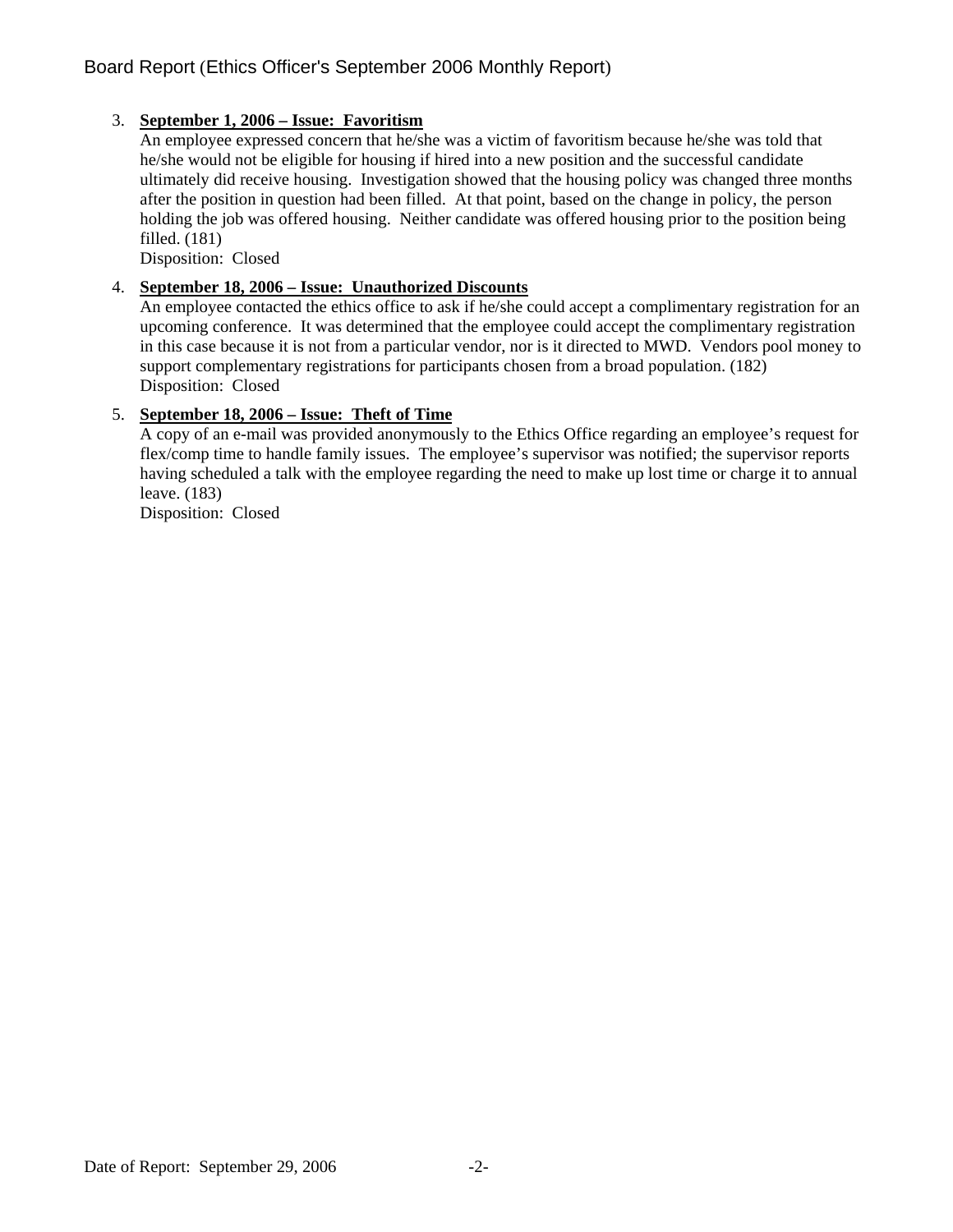3. **September 1, 2006 – Issue: Favoritism**
   An employee expressed concern that he/she was a victim of favoritism because he/she was told that he/she would not be eligible for housing if hired into a new position and the successful candidate ultimately did receive housing. Investigation showed that the housing policy was changed three months after the position in question had been filled. At that point, based on the change in policy, the person holding the job was offered housing. Neither candidate was offered housing prior to the position being filled. (181)
   Disposition: Closed

4. **September 18, 2006 – Issue: Unauthorized Discounts**
   An employee contacted the ethics office to ask if he/she could accept a complimentary registration for an upcoming conference. It was determined that the employee could accept the complimentary registration in this case because it is not from a particular vendor, nor is it directed to MWD. Vendors pool money to support complementary registrations for participants chosen from a broad population. (182)
   Disposition: Closed

5. **September 18, 2006 – Issue: Theft of Time**
   A copy of an e-mail was provided anonymously to the Ethics Office regarding an employee's request for flex/comp time to handle family issues. The employee's supervisor was notified; the supervisor reports having scheduled a talk with the employee regarding the need to make up lost time or charge it to annual leave. (183)
   Disposition: Closed